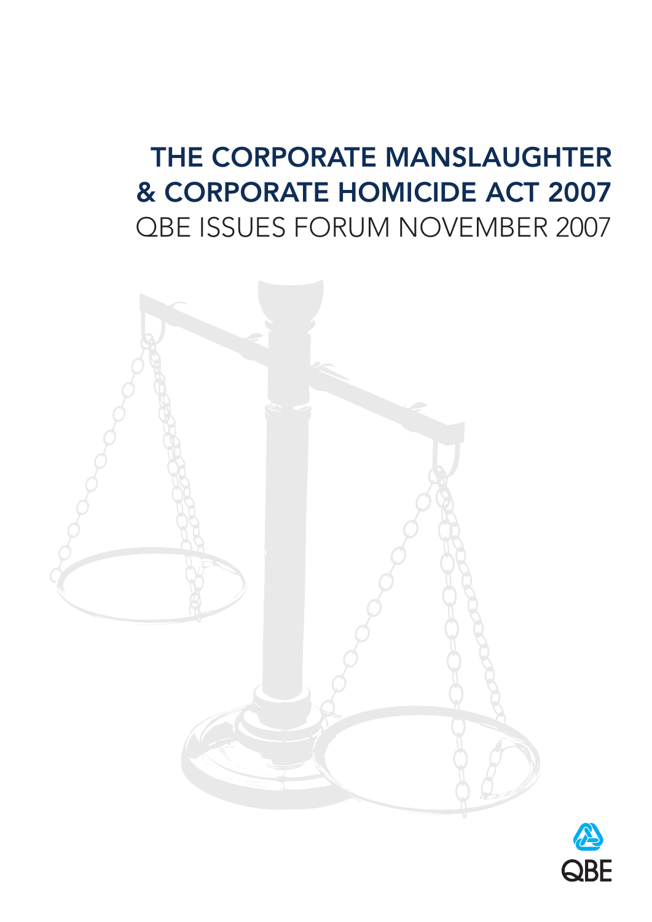# THE CORPORATE MANSLAUGHTER & CORPORATE HOMICIDE ACT 2007

QBE ISSUES FORUM NOVEMBER 2007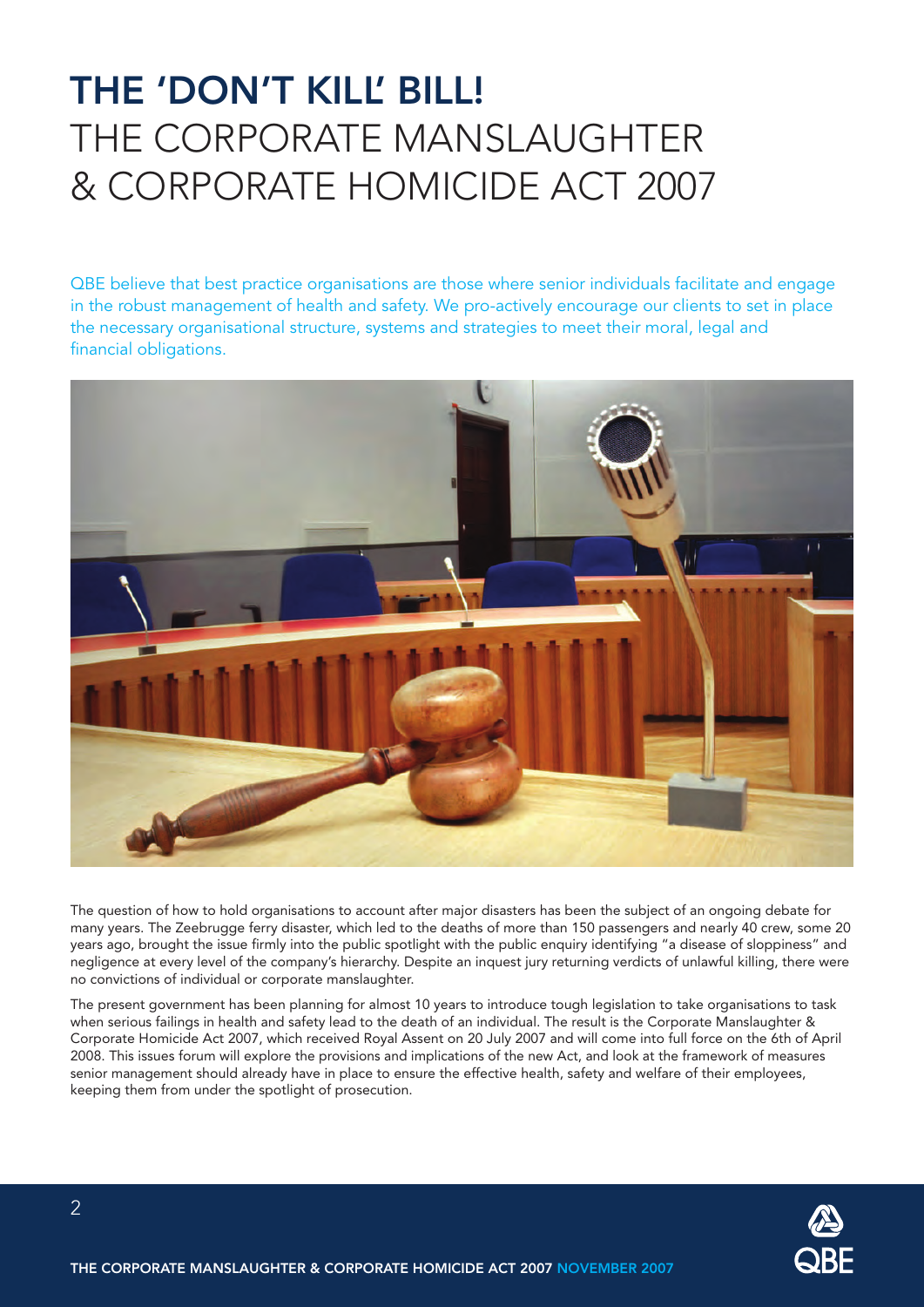# THE 'DON'T KILL' BILL!
# THE CORPORATE MANSLAUGHTER & CORPORATE HOMICIDE ACT 2007

QBE believe that best practice organisations are those where senior individuals facilitate and engage in the robust management of health and safety. We pro-actively encourage our clients to set in place the necessary organisational structure, systems and strategies to meet their moral, legal and financial obligations.

The question of how to hold organisations to account after major disasters has been the subject of an ongoing debate for many years. The Zeebrugge ferry disaster, which led to the deaths of more than 150 passengers and nearly 40 crew, some 20 years ago, brought the issue firmly into the public spotlight with the public enquiry identifying "a disease of sloppiness" and negligence at every level of the company's hierarchy. Despite an inquest jury returning verdicts of unlawful killing, there were no convictions of individual or corporate manslaughter.

The present government has been planning for almost 10 years to introduce tough legislation to take organisations to task when serious failings in health and safety lead to the death of an individual. The result is the Corporate Manslaughter & Corporate Homicide Act 2007, which received Royal Assent on 20 July 2007 and will come into full force on the 6th of April 2008. This issues forum will explore the provisions and implications of the new Act, and look at the framework of measures senior management should already have in place to ensure the effective health, safety and welfare of their employees, keeping them from under the spotlight of prosecution.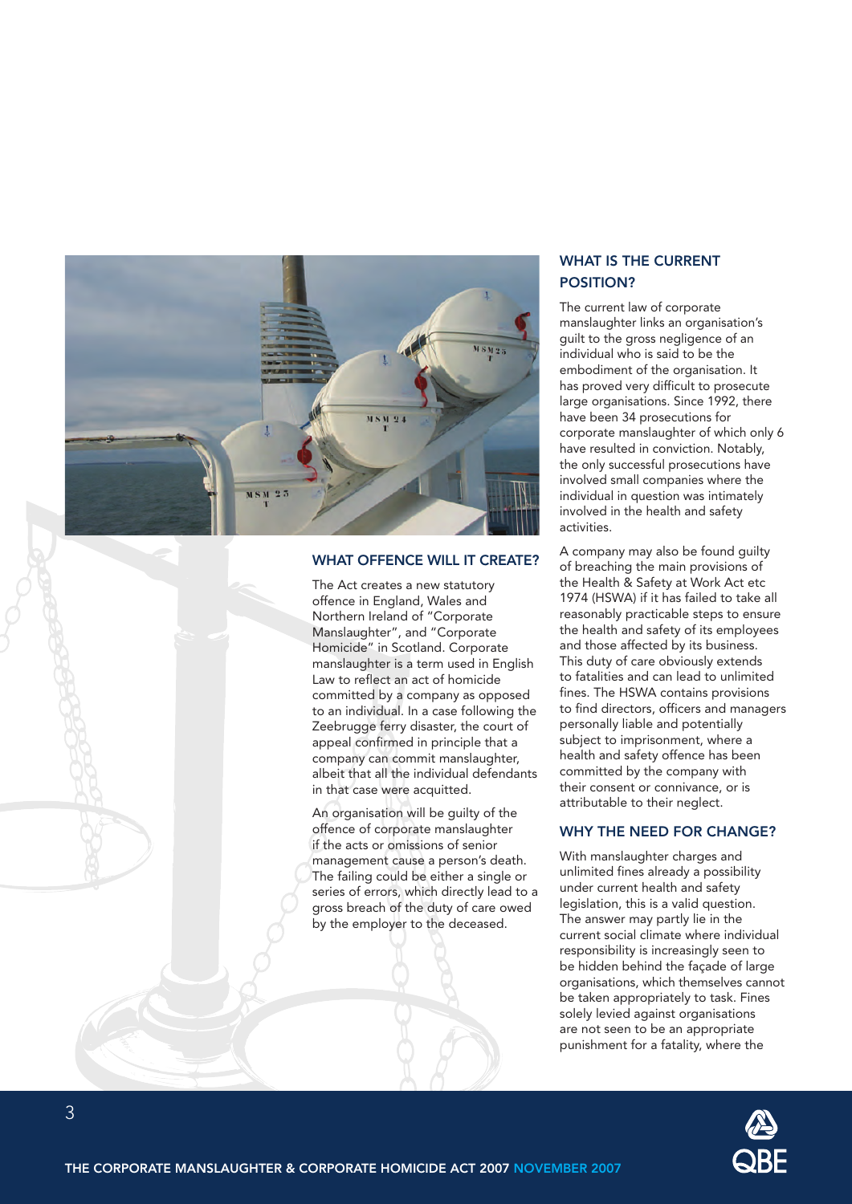## WHAT OFFENCE WILL IT CREATE?

The Act creates a new statutory offence in England, Wales and Northern Ireland of "Corporate Manslaughter", and "Corporate Homicide" in Scotland. Corporate manslaughter is a term used in English Law to reflect an act of homicide committed by a company as opposed to an individual. In a case following the Zeebrugge ferry disaster, the court of appeal confirmed in principle that a company can commit manslaughter, albeit that all the individual defendants in that case were acquitted.

An organisation will be guilty of the offence of corporate manslaughter if the acts or omissions of senior management cause a person's death. The failing could be either a single or series of errors, which directly lead to a gross breach of the duty of care owed by the employer to the deceased.

## WHAT IS THE CURRENT POSITION?

The current law of corporate manslaughter links an organisation's guilt to the gross negligence of an individual who is said to be the embodiment of the organisation. It has proved very difficult to prosecute large organisations. Since 1992, there have been 34 prosecutions for corporate manslaughter of which only 6 have resulted in conviction. Notably, the only successful prosecutions have involved small companies where the individual in question was intimately involved in the health and safety activities.

A company may also be found guilty of breaching the main provisions of the Health & Safety at Work Act etc 1974 (HSWA) if it has failed to take all reasonably practicable steps to ensure the health and safety of its employees and those affected by its business. This duty of care obviously extends to fatalities and can lead to unlimited fines. The HSWA contains provisions to find directors, officers and managers personally liable and potentially subject to imprisonment, where a health and safety offence has been committed by the company with their consent or connivance, or is attributable to their neglect.

## WHY THE NEED FOR CHANGE?

With manslaughter charges and unlimited fines already a possibility under current health and safety legislation, this is a valid question. The answer may partly lie in the current social climate where individual responsibility is increasingly seen to be hidden behind the façade of large organisations, which themselves cannot be taken appropriately to task. Fines solely levied against organisations are not seen to be an appropriate punishment for a fatality, where the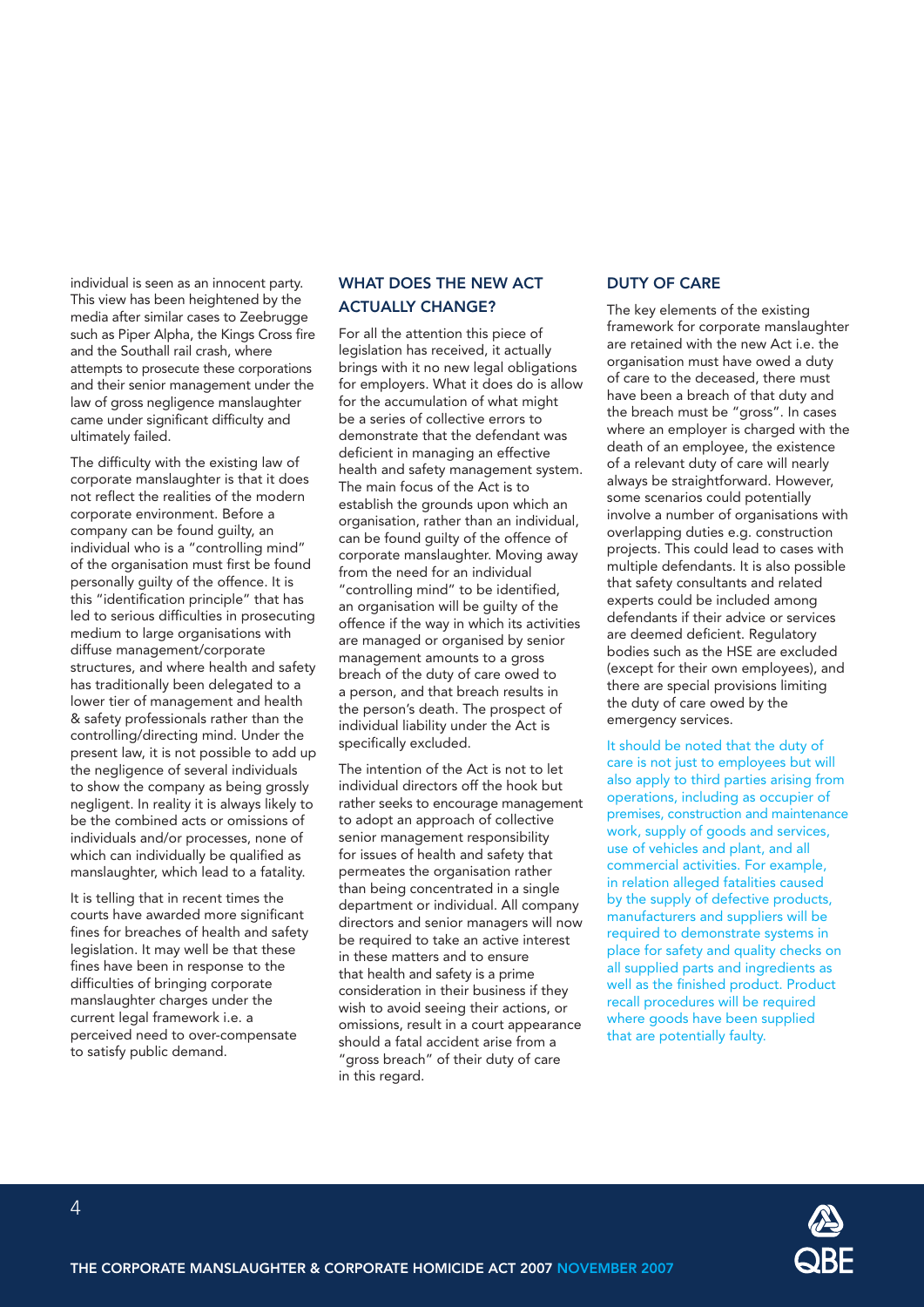individual is seen as an innocent party. This view has been heightened by the media after similar cases to Zeebrugge such as Piper Alpha, the Kings Cross fire and the Southall rail crash, where attempts to prosecute these corporations and their senior management under the law of gross negligence manslaughter came under significant difficulty and ultimately failed.

The difficulty with the existing law of corporate manslaughter is that it does not reflect the realities of the modern corporate environment. Before a company can be found guilty, an individual who is a "controlling mind" of the organisation must first be found personally guilty of the offence. It is this "identification principle" that has led to serious difficulties in prosecuting medium to large organisations with diffuse management/corporate structures, and where health and safety has traditionally been delegated to a lower tier of management and health & safety professionals rather than the controlling/directing mind. Under the present law, it is not possible to add up the negligence of several individuals to show the company as being grossly negligent. In reality it is always likely to be the combined acts or omissions of individuals and/or processes, none of which can individually be qualified as manslaughter, which lead to a fatality.

It is telling that in recent times the courts have awarded more significant fines for breaches of health and safety legislation. It may well be that these fines have been in response to the difficulties of bringing corporate manslaughter charges under the current legal framework i.e. a perceived need to over-compensate to satisfy public demand.

## WHAT DOES THE NEW ACT ACTUALLY CHANGE?

For all the attention this piece of legislation has received, it actually brings with it no new legal obligations for employers. What it does do is allow for the accumulation of what might be a series of collective errors to demonstrate that the defendant was deficient in managing an effective health and safety management system. The main focus of the Act is to establish the grounds upon which an organisation, rather than an individual, can be found guilty of the offence of corporate manslaughter. Moving away from the need for an individual "controlling mind" to be identified, an organisation will be guilty of the offence if the way in which its activities are managed or organised by senior management amounts to a gross breach of the duty of care owed to a person, and that breach results in the person's death. The prospect of individual liability under the Act is specifically excluded.

The intention of the Act is not to let individual directors off the hook but rather seeks to encourage management to adopt an approach of collective senior management responsibility for issues of health and safety that permeates the organisation rather than being concentrated in a single department or individual. All company directors and senior managers will now be required to take an active interest in these matters and to ensure that health and safety is a prime consideration in their business if they wish to avoid seeing their actions, or omissions, result in a court appearance should a fatal accident arise from a "gross breach" of their duty of care in this regard.

## DUTY OF CARE

The key elements of the existing framework for corporate manslaughter are retained with the new Act i.e. the organisation must have owed a duty of care to the deceased, there must have been a breach of that duty and the breach must be "gross". In cases where an employer is charged with the death of an employee, the existence of a relevant duty of care will nearly always be straightforward. However, some scenarios could potentially involve a number of organisations with overlapping duties e.g. construction projects. This could lead to cases with multiple defendants. It is also possible that safety consultants and related experts could be included among defendants if their advice or services are deemed deficient. Regulatory bodies such as the HSE are excluded (except for their own employees), and there are special provisions limiting the duty of care owed by the emergency services.

It should be noted that the duty of care is not just to employees but will also apply to third parties arising from operations, including as occupier of premises, construction and maintenance work, supply of goods and services, use of vehicles and plant, and all commercial activities. For example, in relation alleged fatalities caused by the supply of defective products, manufacturers and suppliers will be required to demonstrate systems in place for safety and quality checks on all supplied parts and ingredients as well as the finished product. Product recall procedures will be required where goods have been supplied that are potentially faulty.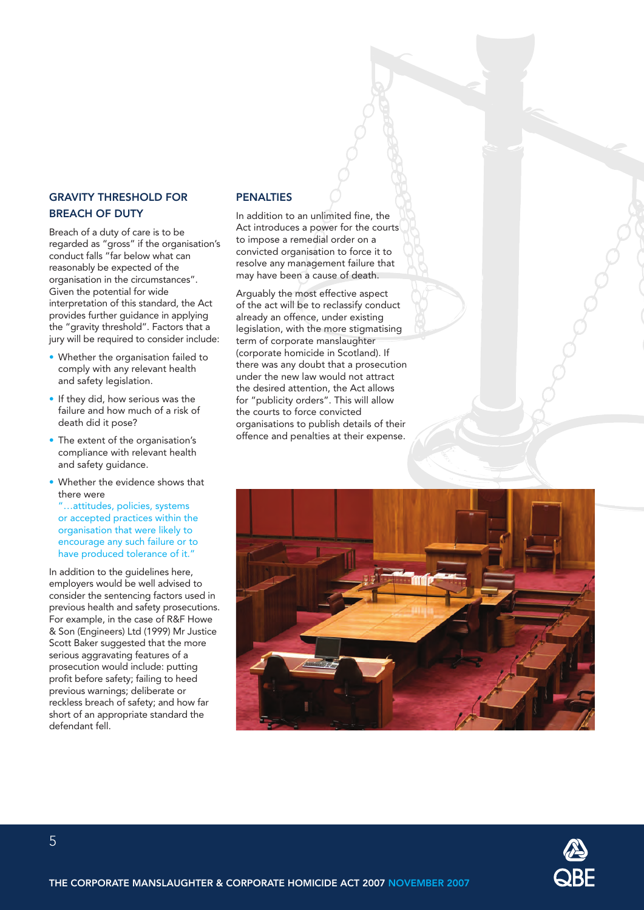## GRAVITY THRESHOLD FOR BREACH OF DUTY

Breach of a duty of care is to be regarded as "gross" if the organisation's conduct falls "far below what can reasonably be expected of the organisation in the circumstances". Given the potential for wide interpretation of this standard, the Act provides further guidance in applying the "gravity threshold". Factors that a jury will be required to consider include:

- Whether the organisation failed to comply with any relevant health and safety legislation.
- If they did, how serious was the failure and how much of a risk of death did it pose?
- The extent of the organisation's compliance with relevant health and safety guidance.
- Whether the evidence shows that there were "...attitudes, policies, systems or accepted practices within the organisation that were likely to encourage any such failure or to have produced tolerance of it."

In addition to the guidelines here, employers would be well advised to consider the sentencing factors used in previous health and safety prosecutions. For example, in the case of R&F Howe & Son (Engineers) Ltd (1999) Mr Justice Scott Baker suggested that the more serious aggravating features of a prosecution would include: putting profit before safety; failing to heed previous warnings; deliberate or reckless breach of safety; and how far short of an appropriate standard the defendant fell.

## PENALTIES

In addition to an unlimited fine, the Act introduces a power for the courts to impose a remedial order on a convicted organisation to force it to resolve any management failure that may have been a cause of death.

Arguably the most effective aspect of the act will be to reclassify conduct already an offence, under existing legislation, with the more stigmatising term of corporate manslaughter (corporate homicide in Scotland). If there was any doubt that a prosecution under the new law would not attract the desired attention, the Act allows for "publicity orders". This will allow the courts to force convicted organisations to publish details of their offence and penalties at their expense.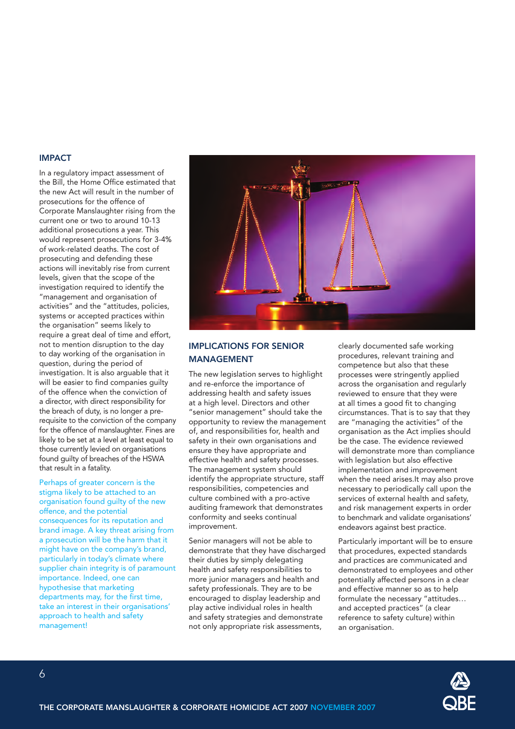## IMPACT

In a regulatory impact assessment of the Bill, the Home Office estimated that the new Act will result in the number of prosecutions for the offence of Corporate Manslaughter rising from the current one or two to around 10-13 additional prosecutions a year. This would represent prosecutions for 3-4% of work-related deaths. The cost of prosecuting and defending these actions will inevitably rise from current levels, given that the scope of the investigation required to identify the "management and organisation of activities" and the "attitudes, policies, systems or accepted practices within the organisation" seems likely to require a great deal of time and effort, not to mention disruption to the day to day working of the organisation in question, during the period of investigation. It is also arguable that it will be easier to find companies guilty of the offence when the conviction of a director, with direct responsibility for the breach of duty, is no longer a pre-requisite to the conviction of the company for the offence of manslaughter. Fines are likely to be set at a level at least equal to those currently levied on organisations found guilty of breaches of the HSWA that result in a fatality.

Perhaps of greater concern is the stigma likely to be attached to an organisation found guilty of the new offence, and the potential consequences for its reputation and brand image. A key threat arising from a prosecution will be the harm that it might have on the company's brand, particularly in today's climate where supplier chain integrity is of paramount importance. Indeed, one can hypothesise that marketing departments may, for the first time, take an interest in their organisations' approach to health and safety management!

## IMPLICATIONS FOR SENIOR MANAGEMENT

The new legislation serves to highlight and re-enforce the importance of addressing health and safety issues at a high level. Directors and other "senior management" should take the opportunity to review the management of, and responsibilities for, health and safety in their own organisations and ensure they have appropriate and effective health and safety processes. The management system should identify the appropriate structure, staff responsibilities, competencies and culture combined with a pro-active auditing framework that demonstrates conformity and seeks continual improvement.

Senior managers will not be able to demonstrate that they have discharged their duties by simply delegating health and safety responsibilities to more junior managers and health and safety professionals. They are to be encouraged to display leadership and play active individual roles in health and safety strategies and demonstrate not only appropriate risk assessments, clearly documented safe working procedures, relevant training and competence but also that these processes were stringently applied across the organisation and regularly reviewed to ensure that they were at all times a good fit to changing circumstances. That is to say that they are "managing the activities" of the organisation as the Act implies should be the case. The evidence reviewed will demonstrate more than compliance with legislation but also effective implementation and improvement when the need arises.It may also prove necessary to periodically call upon the services of external health and safety, and risk management experts in order to benchmark and validate organisations' endeavors against best practice.

Particularly important will be to ensure that procedures, expected standards and practices are communicated and demonstrated to employees and other potentially affected persons in a clear and effective manner so as to help formulate the necessary "attitudes… and accepted practices" (a clear reference to safety culture) within an organisation.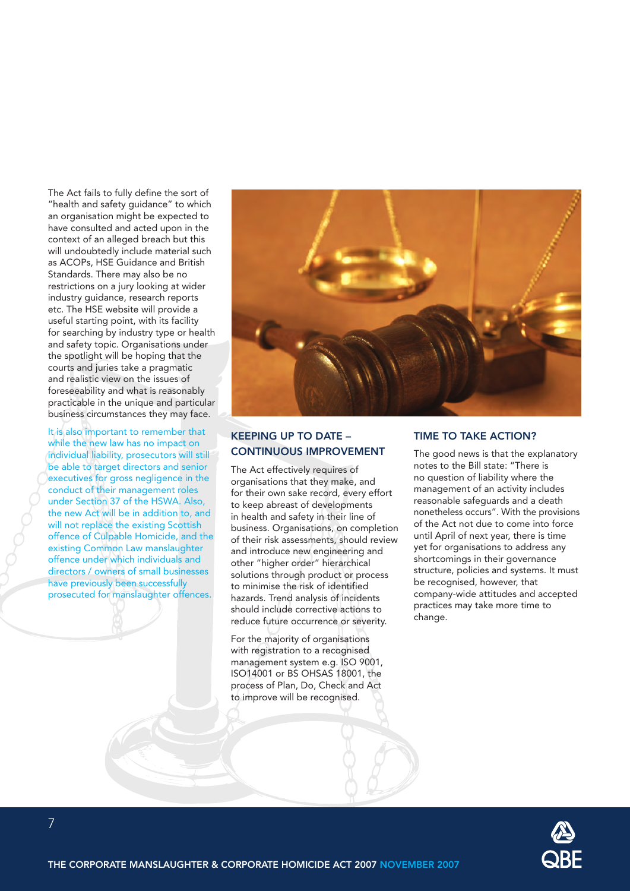The Act fails to fully define the sort of "health and safety guidance" to which an organisation might be expected to have consulted and acted upon in the context of an alleged breach but this will undoubtedly include material such as ACOPs, HSE Guidance and British Standards. There may also be no restrictions on a jury looking at wider industry guidance, research reports etc. The HSE website will provide a useful starting point, with its facility for searching by industry type or health and safety topic. Organisations under the spotlight will be hoping that the courts and juries take a pragmatic and realistic view on the issues of foreseeability and what is reasonably practicable in the unique and particular business circumstances they may face.

It is also important to remember that while the new law has no impact on individual liability, prosecutors will still be able to target directors and senior executives for gross negligence in the conduct of their management roles under Section 37 of the HSWA. Also, the new Act will be in addition to, and will not replace the existing Scottish offence of Culpable Homicide, and the existing Common Law manslaughter offence under which individuals and directors / owners of small businesses have previously been successfully prosecuted for manslaughter offences.

## KEEPING UP TO DATE – CONTINUOUS IMPROVEMENT

The Act effectively requires of organisations that they make, and for their own sake record, every effort to keep abreast of developments in health and safety in their line of business. Organisations, on completion of their risk assessments, should review and introduce new engineering and other "higher order" hierarchical solutions through product or process to minimise the risk of identified hazards. Trend analysis of incidents should include corrective actions to reduce future occurrence or severity.

For the majority of organisations with registration to a recognised management system e.g. ISO 9001, ISO14001 or BS OHSAS 18001, the process of Plan, Do, Check and Act to improve will be recognised.

## TIME TO TAKE ACTION?

The good news is that the explanatory notes to the Bill state: "There is no question of liability where the management of an activity includes reasonable safeguards and a death nonetheless occurs". With the provisions of the Act not due to come into force until April of next year, there is time yet for organisations to address any shortcomings in their governance structure, policies and systems. It must be recognised, however, that company-wide attitudes and accepted practices may take more time to change.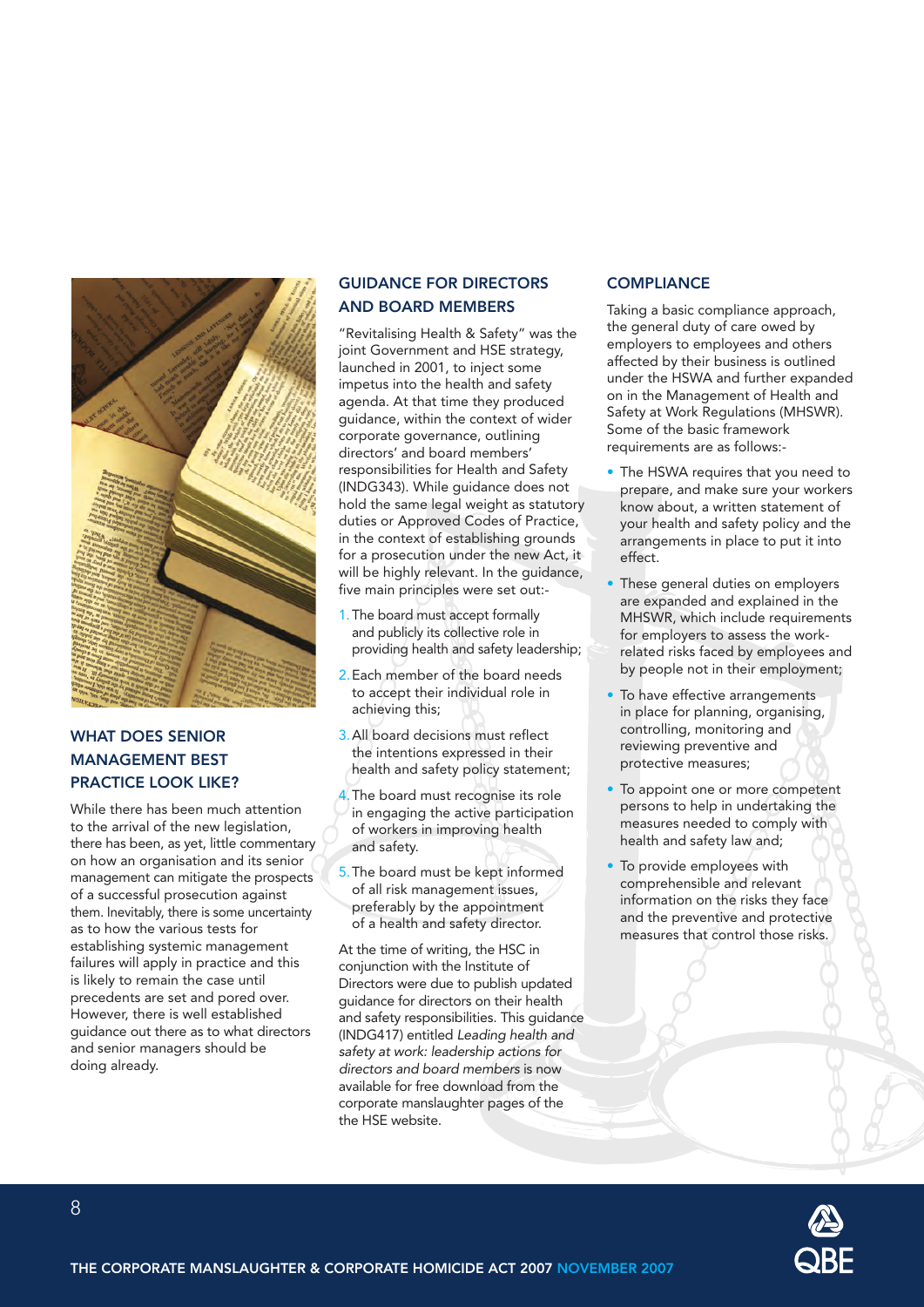## WHAT DOES SENIOR MANAGEMENT BEST PRACTICE LOOK LIKE?

While there has been much attention to the arrival of the new legislation, there has been, as yet, little commentary on how an organisation and its senior management can mitigate the prospects of a successful prosecution against them. Inevitably, there is some uncertainty as to how the various tests for establishing systemic management failures will apply in practice and this is likely to remain the case until precedents are set and pored over. However, there is well established guidance out there as to what directors and senior managers should be doing already.

## GUIDANCE FOR DIRECTORS AND BOARD MEMBERS

"Revitalising Health & Safety" was the joint Government and HSE strategy, launched in 2001, to inject some impetus into the health and safety agenda. At that time they produced guidance, within the context of wider corporate governance, outlining directors' and board members' responsibilities for Health and Safety (INDG343). While guidance does not hold the same legal weight as statutory duties or Approved Codes of Practice, in the context of establishing grounds for a prosecution under the new Act, it will be highly relevant. In the guidance, five main principles were set out:-

1. The board must accept formally and publicly its collective role in providing health and safety leadership;
2. Each member of the board needs to accept their individual role in achieving this;
3. All board decisions must reflect the intentions expressed in their health and safety policy statement;
4. The board must recognise its role in engaging the active participation of workers in improving health and safety.
5. The board must be kept informed of all risk management issues, preferably by the appointment of a health and safety director.

At the time of writing, the HSC in conjunction with the Institute of Directors were due to publish updated guidance for directors on their health and safety responsibilities. This guidance (INDG417) entitled *Leading health and safety at work: leadership actions for directors and board members* is now available for free download from the corporate manslaughter pages of the the HSE website.

## COMPLIANCE

Taking a basic compliance approach, the general duty of care owed by employers to employees and others affected by their business is outlined under the HSWA and further expanded on in the Management of Health and Safety at Work Regulations (MHSWR). Some of the basic framework requirements are as follows:-

- The HSWA requires that you need to prepare, and make sure your workers know about, a written statement of your health and safety policy and the arrangements in place to put it into effect.
- These general duties on employers are expanded and explained in the MHSWR, which include requirements for employers to assess the work-related risks faced by employees and by people not in their employment;
- To have effective arrangements in place for planning, organising, controlling, monitoring and reviewing preventive and protective measures;
- To appoint one or more competent persons to help in undertaking the measures needed to comply with health and safety law and;
- To provide employees with comprehensible and relevant information on the risks they face and the preventive and protective measures that control those risks.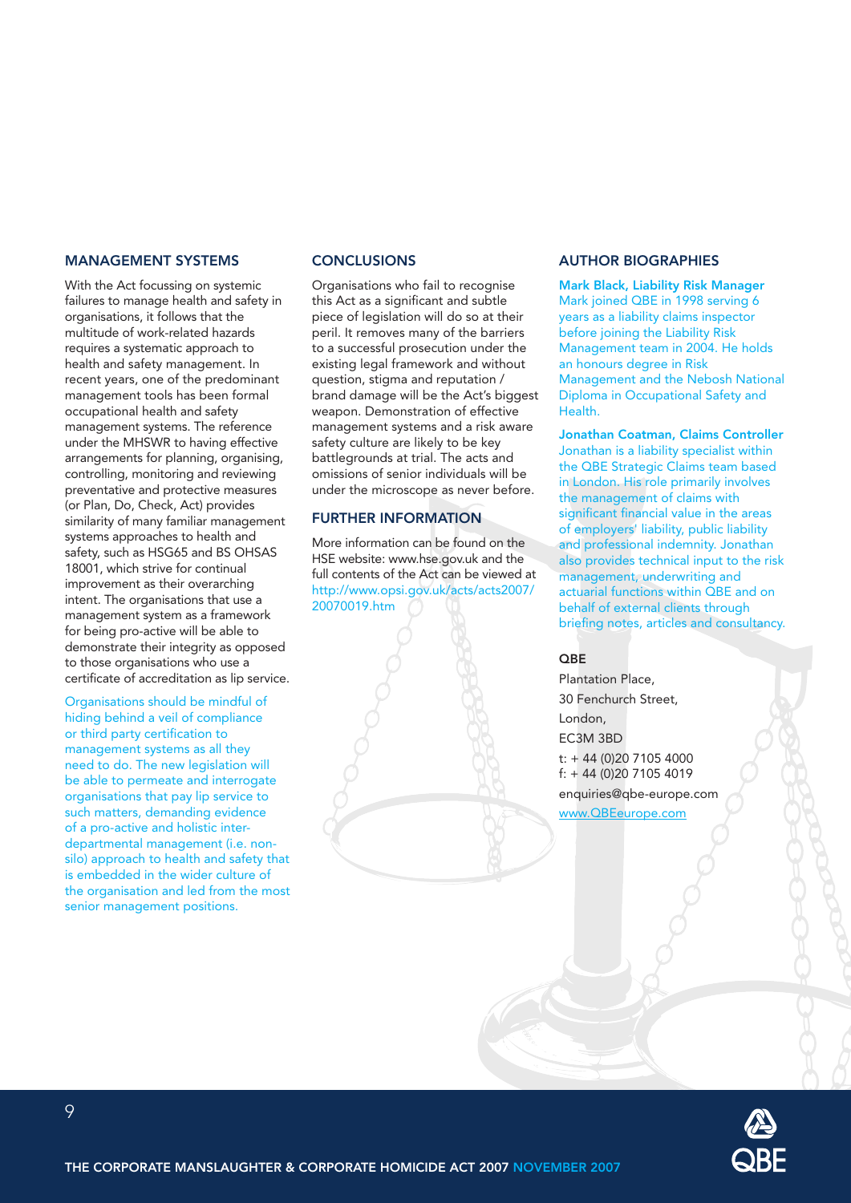## MANAGEMENT SYSTEMS

With the Act focussing on systemic failures to manage health and safety in organisations, it follows that the multitude of work-related hazards requires a systematic approach to health and safety management. In recent years, one of the predominant management tools has been formal occupational health and safety management systems. The reference under the MHSWR to having effective arrangements for planning, organising, controlling, monitoring and reviewing preventative and protective measures (or Plan, Do, Check, Act) provides similarity of many familiar management systems approaches to health and safety, such as HSG65 and BS OHSAS 18001, which strive for continual improvement as their overarching intent. The organisations that use a management system as a framework for being pro-active will be able to demonstrate their integrity as opposed to those organisations who use a certificate of accreditation as lip service.

Organisations should be mindful of hiding behind a veil of compliance or third party certification to management systems as all they need to do. The new legislation will be able to permeate and interrogate organisations that pay lip service to such matters, demanding evidence of a pro-active and holistic inter-departmental management (i.e. non-silo) approach to health and safety that is embedded in the wider culture of the organisation and led from the most senior management positions.

## CONCLUSIONS

Organisations who fail to recognise this Act as a significant and subtle piece of legislation will do so at their peril. It removes many of the barriers to a successful prosecution under the existing legal framework and without question, stigma and reputation / brand damage will be the Act's biggest weapon. Demonstration of effective management systems and a risk aware safety culture are likely to be key battlegrounds at trial. The acts and omissions of senior individuals will be under the microscope as never before.

## FURTHER INFORMATION

More information can be found on the HSE website: www.hse.gov.uk and the full contents of the Act can be viewed at http://www.opsi.gov.uk/acts/acts2007/20070019.htm

## AUTHOR BIOGRAPHIES

**Mark Black, Liability Risk Manager**
Mark joined QBE in 1998 serving 6 years as a liability claims inspector before joining the Liability Risk Management team in 2004. He holds an honours degree in Risk Management and the Nebosh National Diploma in Occupational Safety and Health.

**Jonathan Coatman, Claims Controller**
Jonathan is a liability specialist within the QBE Strategic Claims team based in London. His role primarily involves the management of claims with significant financial value in the areas of employers' liability, public liability and professional indemnity. Jonathan also provides technical input to the risk management, underwriting and actuarial functions within QBE and on behalf of external clients through briefing notes, articles and consultancy.

**QBE**

Plantation Place,
30 Fenchurch Street,
London,
EC3M 3BD

t: + 44 (0)20 7105 4000
f: + 44 (0)20 7105 4019

enquiries@qbe-europe.com
www.QBEeurope.com